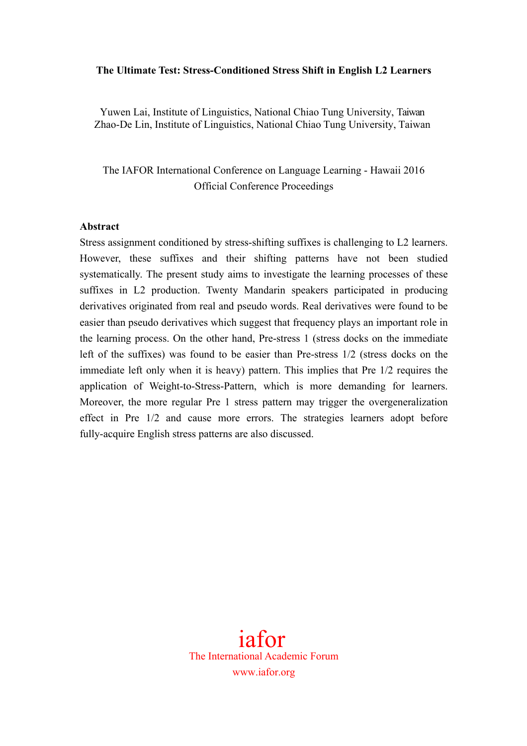# The Ultimate Test: Stress-Conditioned Stress Shift in English L2 Learners

Yuwen Lai, Institute of Linguistics, National Chiao Tung University, Taiwan
Zhao-De Lin, Institute of Linguistics, National Chiao Tung University, Taiwan

The IAFOR International Conference on Language Learning - Hawaii 2016
Official Conference Proceedings

## Abstract

Stress assignment conditioned by stress-shifting suffixes is challenging to L2 learners. However, these suffixes and their shifting patterns have not been studied systematically. The present study aims to investigate the learning processes of these suffixes in L2 production. Twenty Mandarin speakers participated in producing derivatives originated from real and pseudo words. Real derivatives were found to be easier than pseudo derivatives which suggest that frequency plays an important role in the learning process. On the other hand, Pre-stress 1 (stress docks on the immediate left of the suffixes) was found to be easier than Pre-stress 1/2 (stress docks on the immediate left only when it is heavy) pattern. This implies that Pre 1/2 requires the application of Weight-to-Stress-Pattern, which is more demanding for learners. Moreover, the more regular Pre 1 stress pattern may trigger the overgeneralization effect in Pre 1/2 and cause more errors. The strategies learners adopt before fully-acquire English stress patterns are also discussed.

iafor
The International Academic Forum
www.iafor.org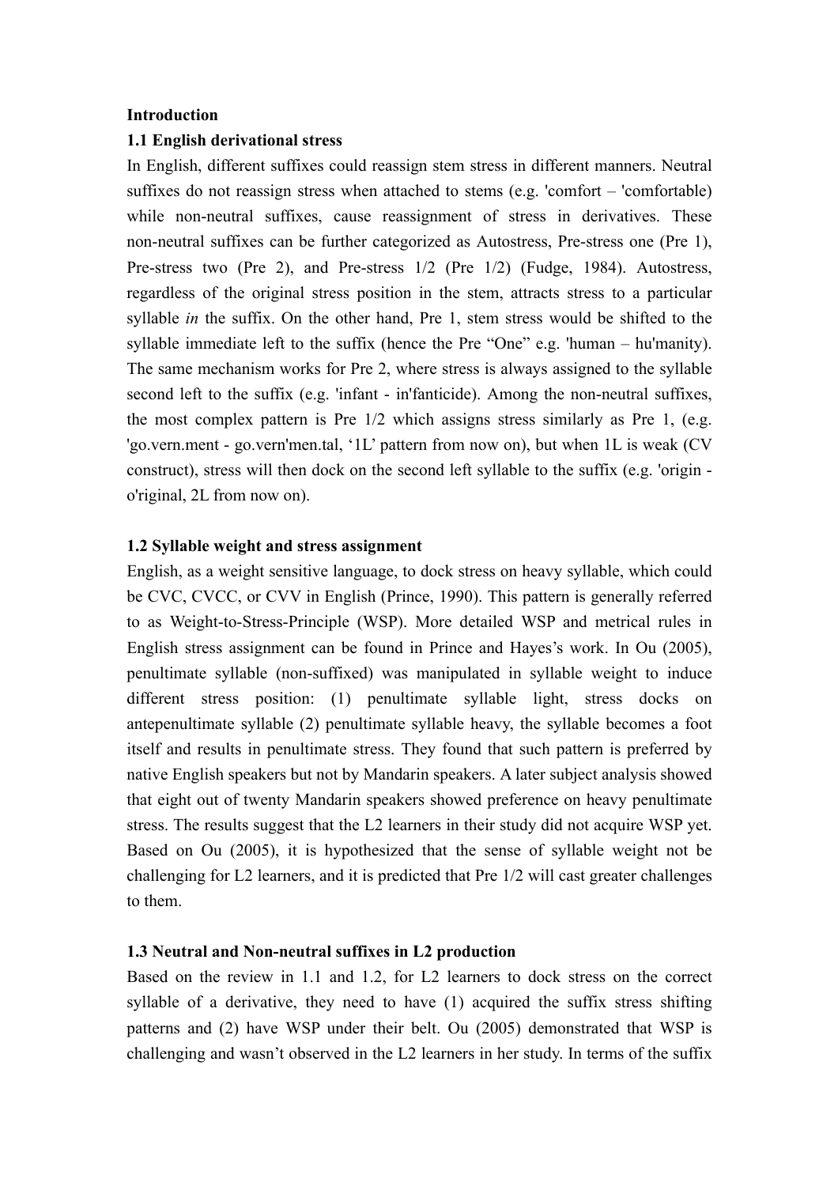**Introduction**

**1.1 English derivational stress**

In English, different suffixes could reassign stem stress in different manners. Neutral suffixes do not reassign stress when attached to stems (e.g. 'comfort – 'comfortable) while non-neutral suffixes, cause reassignment of stress in derivatives. These non-neutral suffixes can be further categorized as Autostress, Pre-stress one (Pre 1), Pre-stress two (Pre 2), and Pre-stress 1/2 (Pre 1/2) (Fudge, 1984). Autostress, regardless of the original stress position in the stem, attracts stress to a particular syllable *in* the suffix. On the other hand, Pre 1, stem stress would be shifted to the syllable immediate left to the suffix (hence the Pre "One" e.g. 'human – hu'manity). The same mechanism works for Pre 2, where stress is always assigned to the syllable second left to the suffix (e.g. 'infant - in'fanticide). Among the non-neutral suffixes, the most complex pattern is Pre 1/2 which assigns stress similarly as Pre 1, (e.g. 'go.vern.ment - go.vern'men.tal, '1L' pattern from now on), but when 1L is weak (CV construct), stress will then dock on the second left syllable to the suffix (e.g. 'origin - o'riginal, 2L from now on).

**1.2 Syllable weight and stress assignment**

English, as a weight sensitive language, to dock stress on heavy syllable, which could be CVC, CVCC, or CVV in English (Prince, 1990). This pattern is generally referred to as Weight-to-Stress-Principle (WSP). More detailed WSP and metrical rules in English stress assignment can be found in Prince and Hayes's work. In Ou (2005), penultimate syllable (non-suffixed) was manipulated in syllable weight to induce different stress position: (1) penultimate syllable light, stress docks on antepenultimate syllable (2) penultimate syllable heavy, the syllable becomes a foot itself and results in penultimate stress. They found that such pattern is preferred by native English speakers but not by Mandarin speakers. A later subject analysis showed that eight out of twenty Mandarin speakers showed preference on heavy penultimate stress. The results suggest that the L2 learners in their study did not acquire WSP yet. Based on Ou (2005), it is hypothesized that the sense of syllable weight not be challenging for L2 learners, and it is predicted that Pre 1/2 will cast greater challenges to them.

**1.3 Neutral and Non-neutral suffixes in L2 production**

Based on the review in 1.1 and 1.2, for L2 learners to dock stress on the correct syllable of a derivative, they need to have (1) acquired the suffix stress shifting patterns and (2) have WSP under their belt. Ou (2005) demonstrated that WSP is challenging and wasn't observed in the L2 learners in her study. In terms of the suffix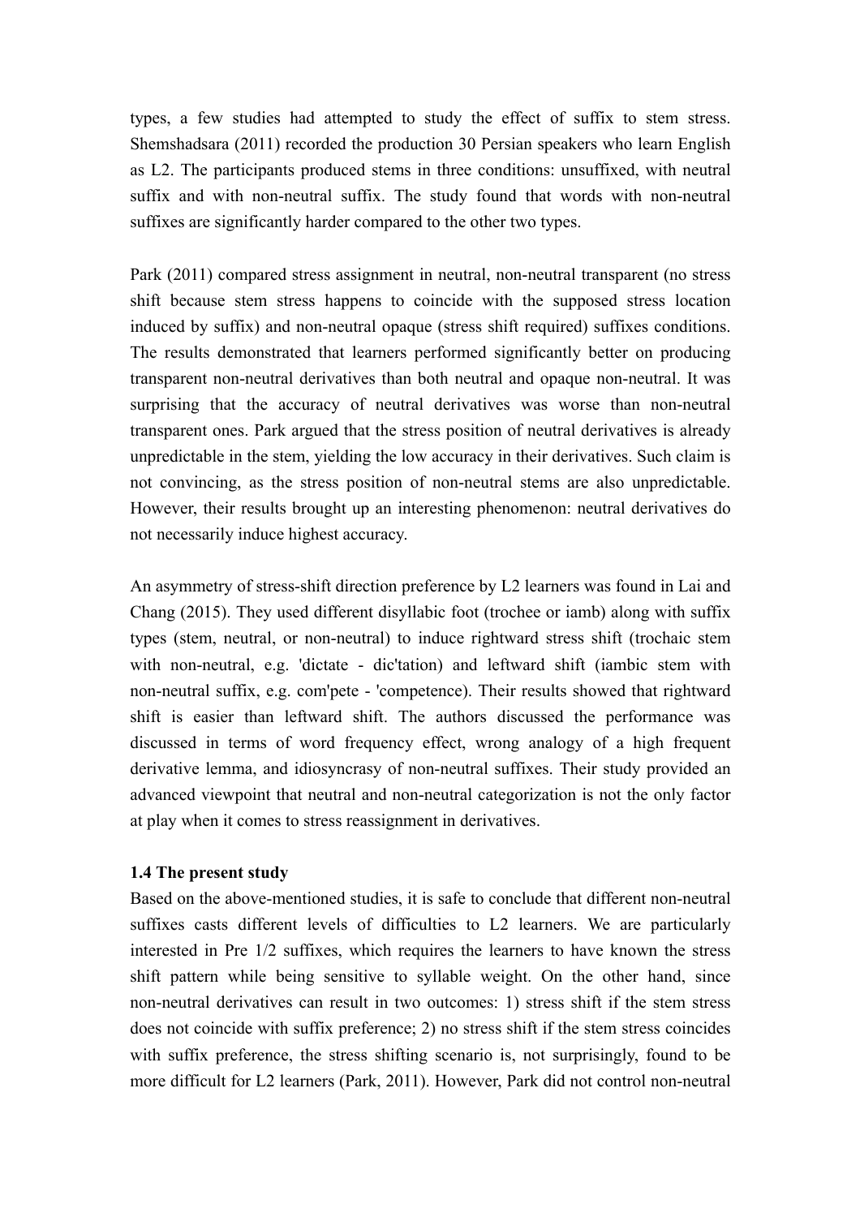types, a few studies had attempted to study the effect of suffix to stem stress. Shemshadsara (2011) recorded the production 30 Persian speakers who learn English as L2. The participants produced stems in three conditions: unsuffixed, with neutral suffix and with non-neutral suffix. The study found that words with non-neutral suffixes are significantly harder compared to the other two types.

Park (2011) compared stress assignment in neutral, non-neutral transparent (no stress shift because stem stress happens to coincide with the supposed stress location induced by suffix) and non-neutral opaque (stress shift required) suffixes conditions. The results demonstrated that learners performed significantly better on producing transparent non-neutral derivatives than both neutral and opaque non-neutral. It was surprising that the accuracy of neutral derivatives was worse than non-neutral transparent ones. Park argued that the stress position of neutral derivatives is already unpredictable in the stem, yielding the low accuracy in their derivatives. Such claim is not convincing, as the stress position of non-neutral stems are also unpredictable. However, their results brought up an interesting phenomenon: neutral derivatives do not necessarily induce highest accuracy.

An asymmetry of stress-shift direction preference by L2 learners was found in Lai and Chang (2015). They used different disyllabic foot (trochee or iamb) along with suffix types (stem, neutral, or non-neutral) to induce rightward stress shift (trochaic stem with non-neutral, e.g. 'dictate - dic'tation) and leftward shift (iambic stem with non-neutral suffix, e.g. com'pete - 'competence). Their results showed that rightward shift is easier than leftward shift. The authors discussed the performance was discussed in terms of word frequency effect, wrong analogy of a high frequent derivative lemma, and idiosyncrasy of non-neutral suffixes. Their study provided an advanced viewpoint that neutral and non-neutral categorization is not the only factor at play when it comes to stress reassignment in derivatives.

### 1.4 The present study

Based on the above-mentioned studies, it is safe to conclude that different non-neutral suffixes casts different levels of difficulties to L2 learners. We are particularly interested in Pre 1/2 suffixes, which requires the learners to have known the stress shift pattern while being sensitive to syllable weight. On the other hand, since non-neutral derivatives can result in two outcomes: 1) stress shift if the stem stress does not coincide with suffix preference; 2) no stress shift if the stem stress coincides with suffix preference, the stress shifting scenario is, not surprisingly, found to be more difficult for L2 learners (Park, 2011). However, Park did not control non-neutral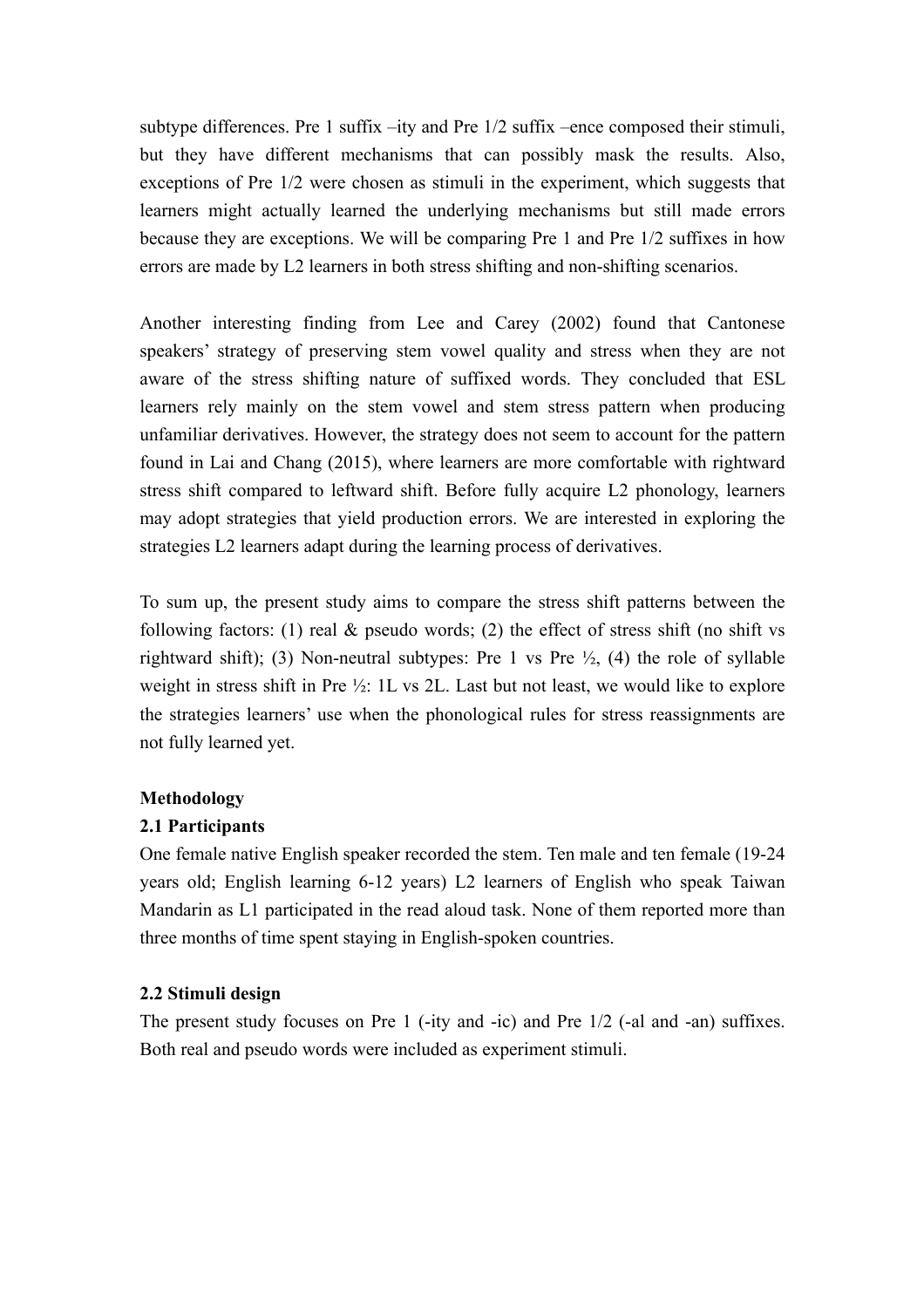subtype differences. Pre 1 suffix –ity and Pre 1/2 suffix –ence composed their stimuli, but they have different mechanisms that can possibly mask the results. Also, exceptions of Pre 1/2 were chosen as stimuli in the experiment, which suggests that learners might actually learned the underlying mechanisms but still made errors because they are exceptions. We will be comparing Pre 1 and Pre 1/2 suffixes in how errors are made by L2 learners in both stress shifting and non-shifting scenarios.

Another interesting finding from Lee and Carey (2002) found that Cantonese speakers' strategy of preserving stem vowel quality and stress when they are not aware of the stress shifting nature of suffixed words. They concluded that ESL learners rely mainly on the stem vowel and stem stress pattern when producing unfamiliar derivatives. However, the strategy does not seem to account for the pattern found in Lai and Chang (2015), where learners are more comfortable with rightward stress shift compared to leftward shift. Before fully acquire L2 phonology, learners may adopt strategies that yield production errors. We are interested in exploring the strategies L2 learners adapt during the learning process of derivatives.

To sum up, the present study aims to compare the stress shift patterns between the following factors: (1) real & pseudo words; (2) the effect of stress shift (no shift vs rightward shift); (3) Non-neutral subtypes: Pre 1 vs Pre ½, (4) the role of syllable weight in stress shift in Pre ½: 1L vs 2L. Last but not least, we would like to explore the strategies learners' use when the phonological rules for stress reassignments are not fully learned yet.

## Methodology

### 2.1 Participants

One female native English speaker recorded the stem. Ten male and ten female (19-24 years old; English learning 6-12 years) L2 learners of English who speak Taiwan Mandarin as L1 participated in the read aloud task. None of them reported more than three months of time spent staying in English-spoken countries.

### 2.2 Stimuli design

The present study focuses on Pre 1 (-ity and -ic) and Pre 1/2 (-al and -an) suffixes. Both real and pseudo words were included as experiment stimuli.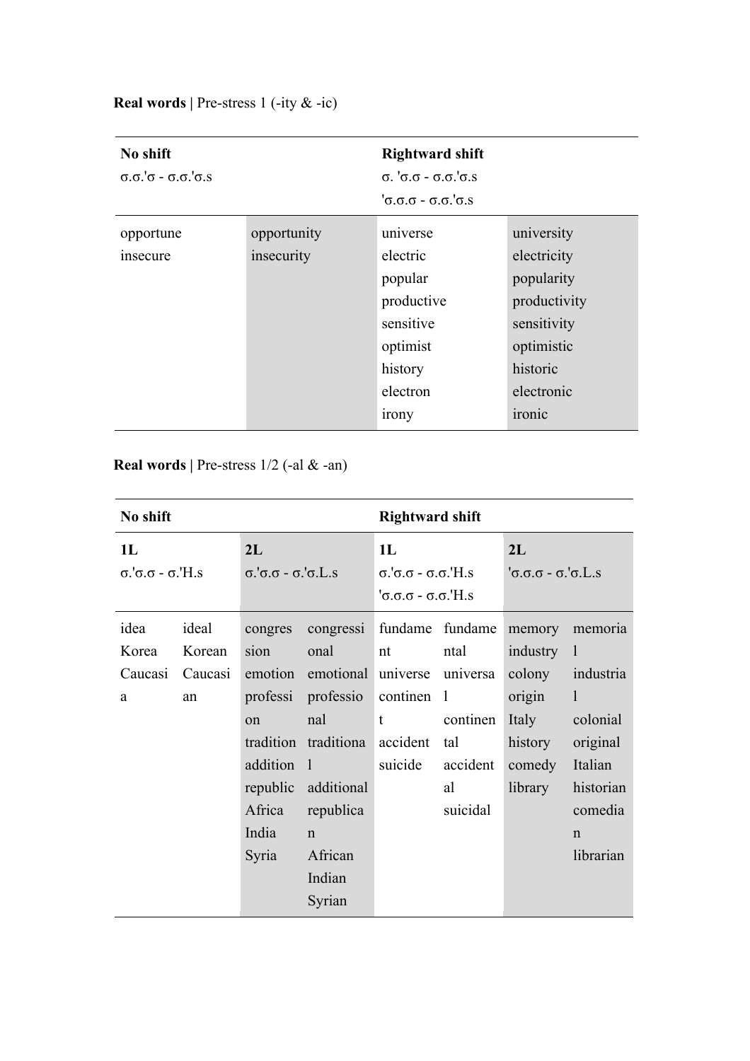**Real words |** Pre-stress 1 (-ity & -ic)

| No shift σ.σ.'σ - σ.σ.'σ.s | | Rightward shift σ. 'σ.σ - σ.σ.'σ.s 'σ.σ.σ - σ.σ.'σ.s | |
|---|---|---|---|
| opportune | opportunity | universe | university |
| insecure | insecurity | electric | electricity |
| | | popular | popularity |
| | | productive | productivity |
| | | sensitive | sensitivity |
| | | optimist | optimistic |
| | | history | historic |
| | | electron | electronic |
| | | irony | ironic |

**Real words |** Pre-stress 1/2 (-al & -an)

| No shift | | | | Rightward shift | | | |
|---|---|---|---|---|---|---|---|
| 1L σ.'σ.σ - σ.'H.s | | 2L σ.'σ.σ - σ.'σ.L.s | | 1L σ.'σ.σ - σ.σ.'H.s 'σ.σ.σ - σ.σ.'H.s | | 2L 'σ.σ.σ - σ.'σ.L.s | |
| idea | ideal | congression | congressional | fundament | fundamental | memory | memorial |
| Korea | Korean | emotion | emotional | universe | universal | industry | industrial |
| Caucasia | Caucasian | profession | professional | continent | continental | colony | colonial |
| | | tradition | traditional | accident | accidental | origin | original |
| | | addition | additional | suicide | suicidal | Italy | Italian |
| | | republic | republican | | | history | historian |
| | | Africa | African | | | comedy | comedian |
| | | India | Indian | | | library | librarian |
| | | Syria | Syrian | | | | |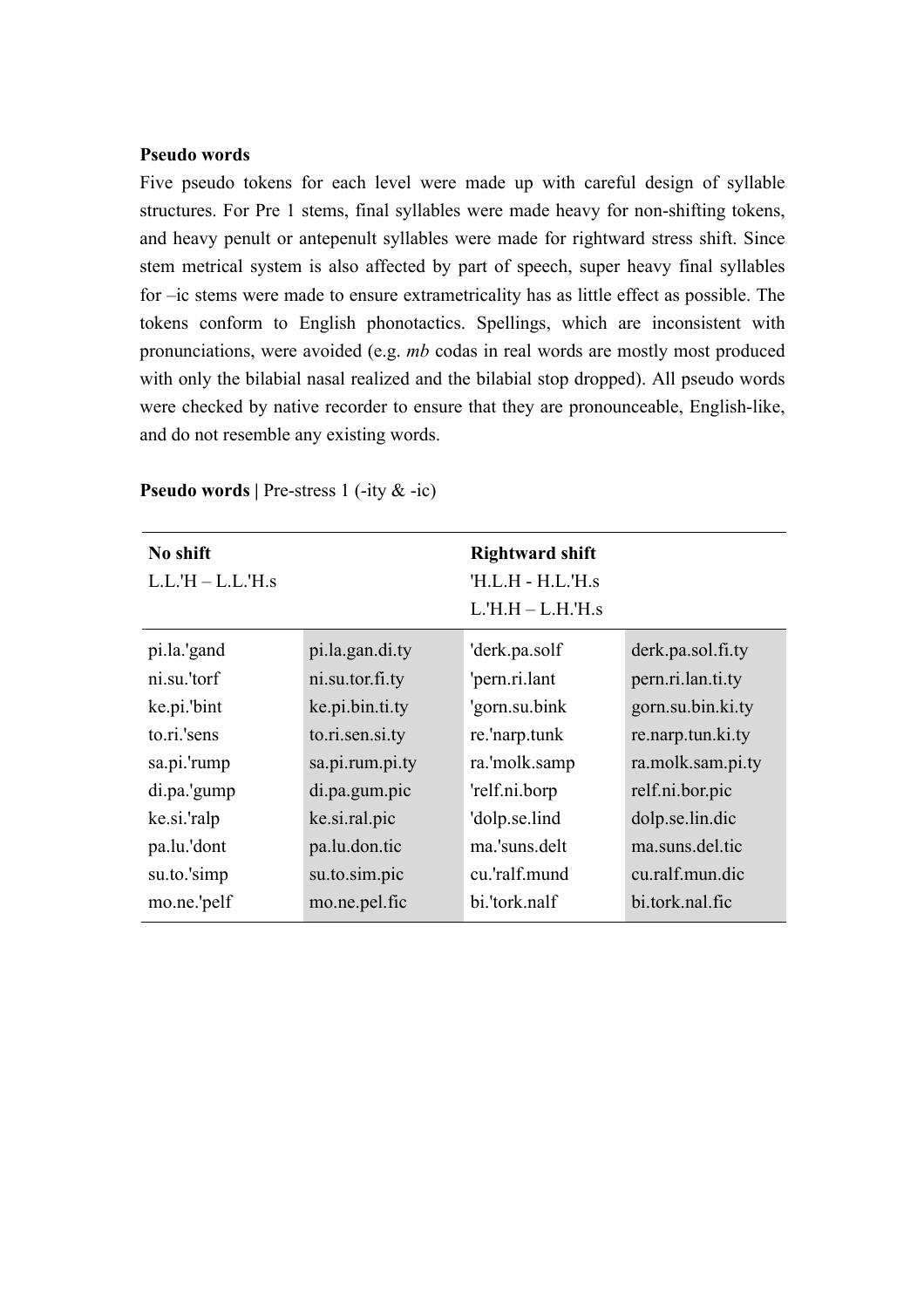**Pseudo words**

Five pseudo tokens for each level were made up with careful design of syllable structures. For Pre 1 stems, final syllables were made heavy for non-shifting tokens, and heavy penult or antepenult syllables were made for rightward stress shift. Since stem metrical system is also affected by part of speech, super heavy final syllables for –ic stems were made to ensure extrametricality has as little effect as possible. The tokens conform to English phonotactics. Spellings, which are inconsistent with pronunciations, were avoided (e.g. *mb* codas in real words are mostly most produced with only the bilabial nasal realized and the bilabial stop dropped). All pseudo words were checked by native recorder to ensure that they are pronounceable, English-like, and do not resemble any existing words.

**Pseudo words |** Pre-stress 1 (-ity & -ic)

| **No shift**<br>L.L.'H – L.L.'H.s | | **Rightward shift**<br>'H.L.H - H.L.'H.s<br>L.'H.H – L.H.'H.s | |
|---|---|---|---|
| pi.la.'gand | pi.la.gan.di.ty | 'derk.pa.solf | derk.pa.sol.fi.ty |
| ni.su.'torf | ni.su.tor.fi.ty | 'pern.ri.lant | pern.ri.lan.ti.ty |
| ke.pi.'bint | ke.pi.bin.ti.ty | 'gorn.su.bink | gorn.su.bin.ki.ty |
| to.ri.'sens | to.ri.sen.si.ty | re.'narp.tunk | re.narp.tun.ki.ty |
| sa.pi.'rump | sa.pi.rum.pi.ty | ra.'molk.samp | ra.molk.sam.pi.ty |
| di.pa.'gump | di.pa.gum.pic | 'relf.ni.borp | relf.ni.bor.pic |
| ke.si.'ralp | ke.si.ral.pic | 'dolp.se.lind | dolp.se.lin.dic |
| pa.lu.'dont | pa.lu.don.tic | ma.'suns.delt | ma.suns.del.tic |
| su.to.'simp | su.to.sim.pic | cu.'ralf.mund | cu.ralf.mun.dic |
| mo.ne.'pelf | mo.ne.pel.fic | bi.'tork.nalf | bi.tork.nal.fic |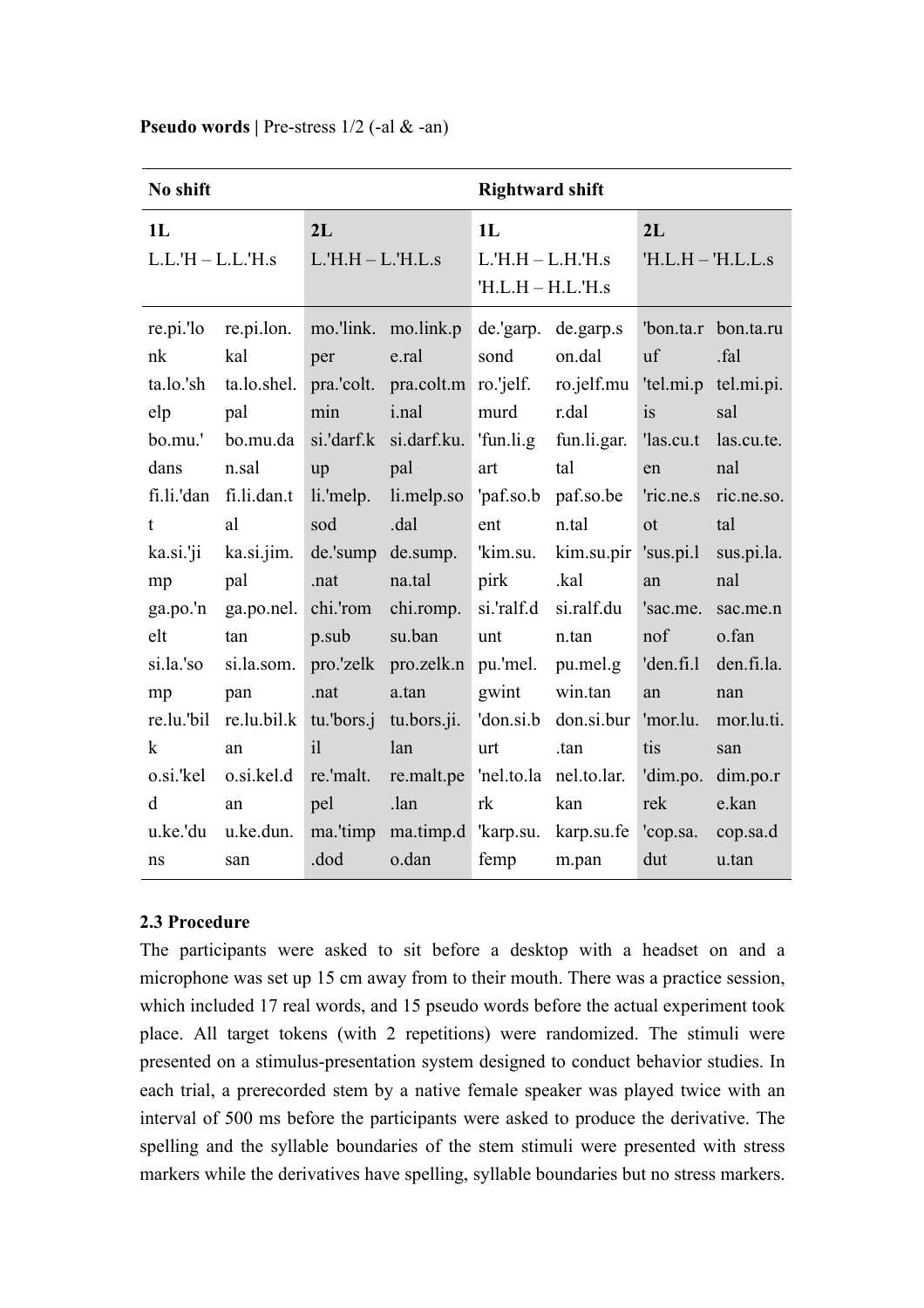**Pseudo words** | Pre-stress 1/2 (-al & -an)

| No shift | | | | Rightward shift | | | |
|---|---|---|---|---|---|---|---|
| 1L L.L.'H – L.L.'H.s | | 2L L.'H.H – L.'H.L.s | | 1L L.'H.H – L.H.'H.s 'H.L.H – H.L.'H.s | | 2L 'H.L.H – 'H.L.L.s | |
| re.pi.'lonk | re.pi.lon.kal | mo.'link.per | mo.link.pe.ral | de.'garp.sond | de.garp.son.dal | 'bon.ta.ruf | bon.ta.ru.fal |
| ta.lo.'shelp | ta.lo.shel.pal | pra.'colt.min | pra.colt.mi.nal | ro.'jelf.murd | ro.jelf.mur.dal | 'tel.mi.pis | tel.mi.pi.sal |
| bo.mu.'dans | bo.mu.dan.sal | si.'darf.kup | si.darf.ku.pal | 'fun.li.gart | fun.li.gar.tal | 'las.cu.ten | las.cu.te.nal |
| fi.li.'dant | fi.li.dan.tal | li.'melp.sod | li.melp.so.dal | 'paf.so.bent | paf.so.ben.tal | 'ric.ne.sot | ric.ne.so.tal |
| ka.si.'jimp | ka.si.jim.pal | de.'sump.nat | de.sump.na.tal | 'kim.su.pirk | kim.su.pir.kal | 'sus.pi.lan | sus.pi.la.nal |
| ga.po.'nelt | ga.po.nel.tan | chi.'romp.sub | chi.romp.su.ban | si.'ralf.dunt | si.ralf.dun.tan | 'sac.me.nof | sac.me.no.fan |
| si.la.'somp | si.la.som.pan | pro.'zelk.nat | pro.zelk.na.tan | pu.'mel.gwint | pu.mel.gwin.tan | 'den.fi.lan | den.fi.la.nan |
| re.lu.'bilk | re.lu.bil.kan | tu.'bors.jil | tu.bors.ji.lan | 'don.si.burt | don.si.bur.tan | 'mor.lu.tis | mor.lu.ti.san |
| o.si.'keld | o.si.kel.dan | re.'malt.pel | re.malt.pe.lan | 'nel.to.lark | nel.to.lar.kan | 'dim.po.rek | dim.po.re.kan |
| u.ke.'duns | u.ke.dun.san | ma.'timp.dod | ma.timp.do.dan | 'karp.su.femp | karp.su.fem.pan | 'cop.sa.dut | cop.sa.du.tan |

**2.3 Procedure**

The participants were asked to sit before a desktop with a headset on and a microphone was set up 15 cm away from to their mouth. There was a practice session, which included 17 real words, and 15 pseudo words before the actual experiment took place. All target tokens (with 2 repetitions) were randomized. The stimuli were presented on a stimulus-presentation system designed to conduct behavior studies. In each trial, a prerecorded stem by a native female speaker was played twice with an interval of 500 ms before the participants were asked to produce the derivative. The spelling and the syllable boundaries of the stem stimuli were presented with stress markers while the derivatives have spelling, syllable boundaries but no stress markers.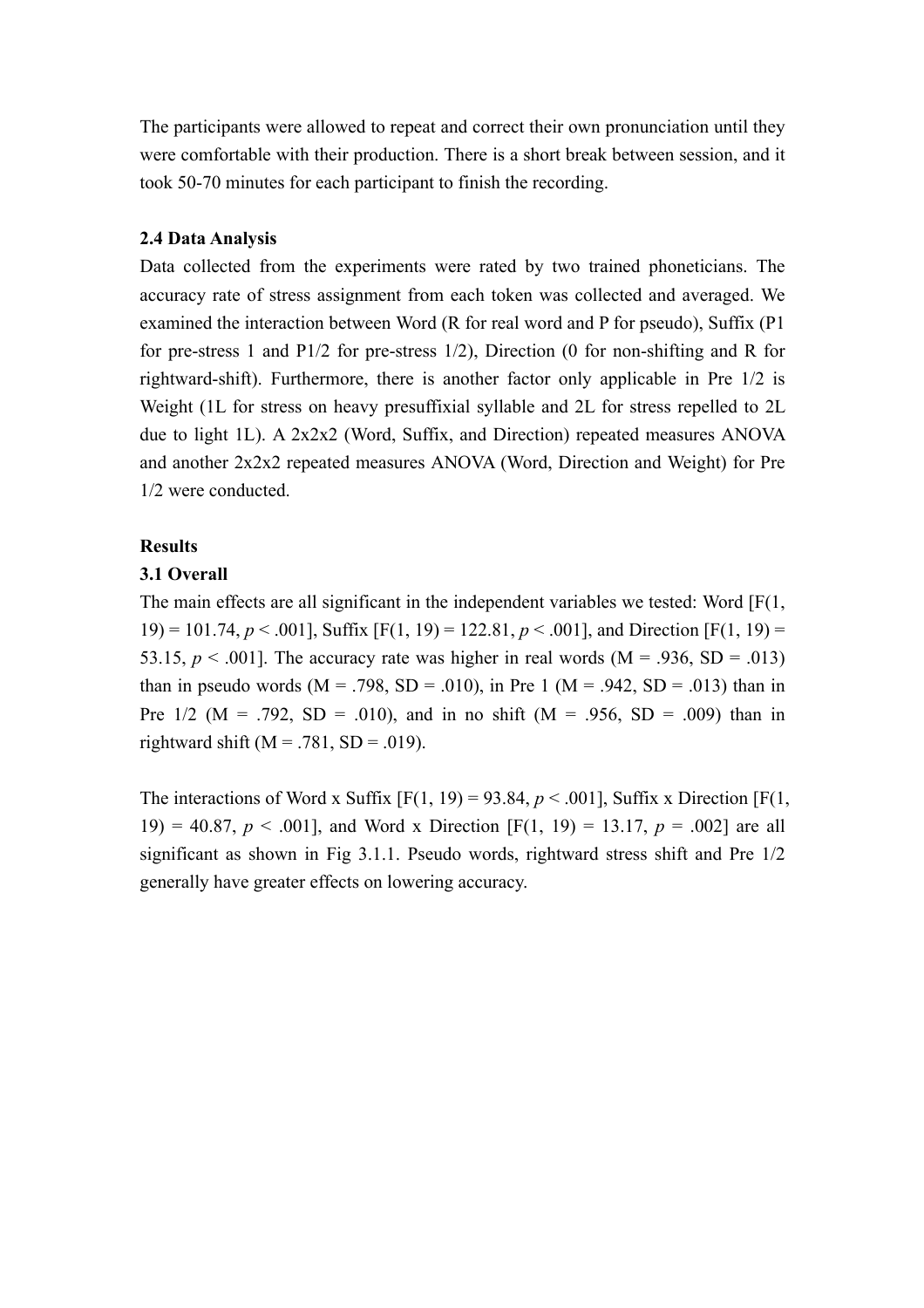The participants were allowed to repeat and correct their own pronunciation until they were comfortable with their production. There is a short break between session, and it took 50-70 minutes for each participant to finish the recording.

**2.4 Data Analysis**

Data collected from the experiments were rated by two trained phoneticians. The accuracy rate of stress assignment from each token was collected and averaged. We examined the interaction between Word (R for real word and P for pseudo), Suffix (P1 for pre-stress 1 and P1/2 for pre-stress 1/2), Direction (0 for non-shifting and R for rightward-shift). Furthermore, there is another factor only applicable in Pre 1/2 is Weight (1L for stress on heavy presuffixial syllable and 2L for stress repelled to 2L due to light 1L). A 2x2x2 (Word, Suffix, and Direction) repeated measures ANOVA and another 2x2x2 repeated measures ANOVA (Word, Direction and Weight) for Pre 1/2 were conducted.

**Results**

**3.1 Overall**

The main effects are all significant in the independent variables we tested: Word [$F(1, 19) = 101.74$, $p < .001$], Suffix [$F(1, 19) = 122.81$, $p < .001$], and Direction [$F(1, 19) = 53.15$, $p < .001$]. The accuracy rate was higher in real words ($M = .936$, $SD = .013$) than in pseudo words ($M = .798$, $SD = .010$), in Pre 1 ($M = .942$, $SD = .013$) than in Pre 1/2 ($M = .792$, $SD = .010$), and in no shift ($M = .956$, $SD = .009$) than in rightward shift ($M = .781$, $SD = .019$).

The interactions of Word x Suffix [$F(1, 19) = 93.84$, $p < .001$], Suffix x Direction [$F(1, 19) = 40.87$, $p < .001$], and Word x Direction [$F(1, 19) = 13.17$, $p = .002$] are all significant as shown in Fig 3.1.1. Pseudo words, rightward stress shift and Pre 1/2 generally have greater effects on lowering accuracy.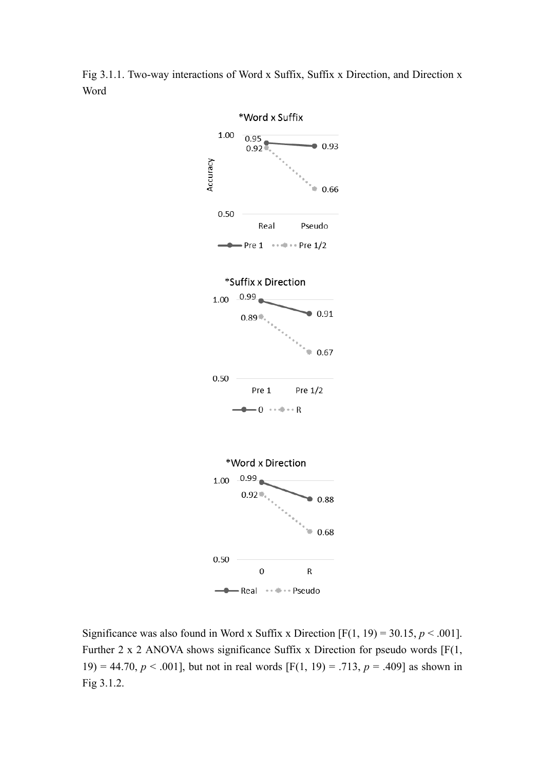Fig 3.1.1. Two-way interactions of Word x Suffix, Suffix x Direction, and Direction x Word

Significance was also found in Word x Suffix x Direction [$F(1, 19) = 30.15$, $p < .001$]. Further 2 x 2 ANOVA shows significance Suffix x Direction for pseudo words [$F(1, 19) = 44.70$, $p < .001$], but not in real words [$F(1, 19) = .713$, $p = .409$] as shown in Fig 3.1.2.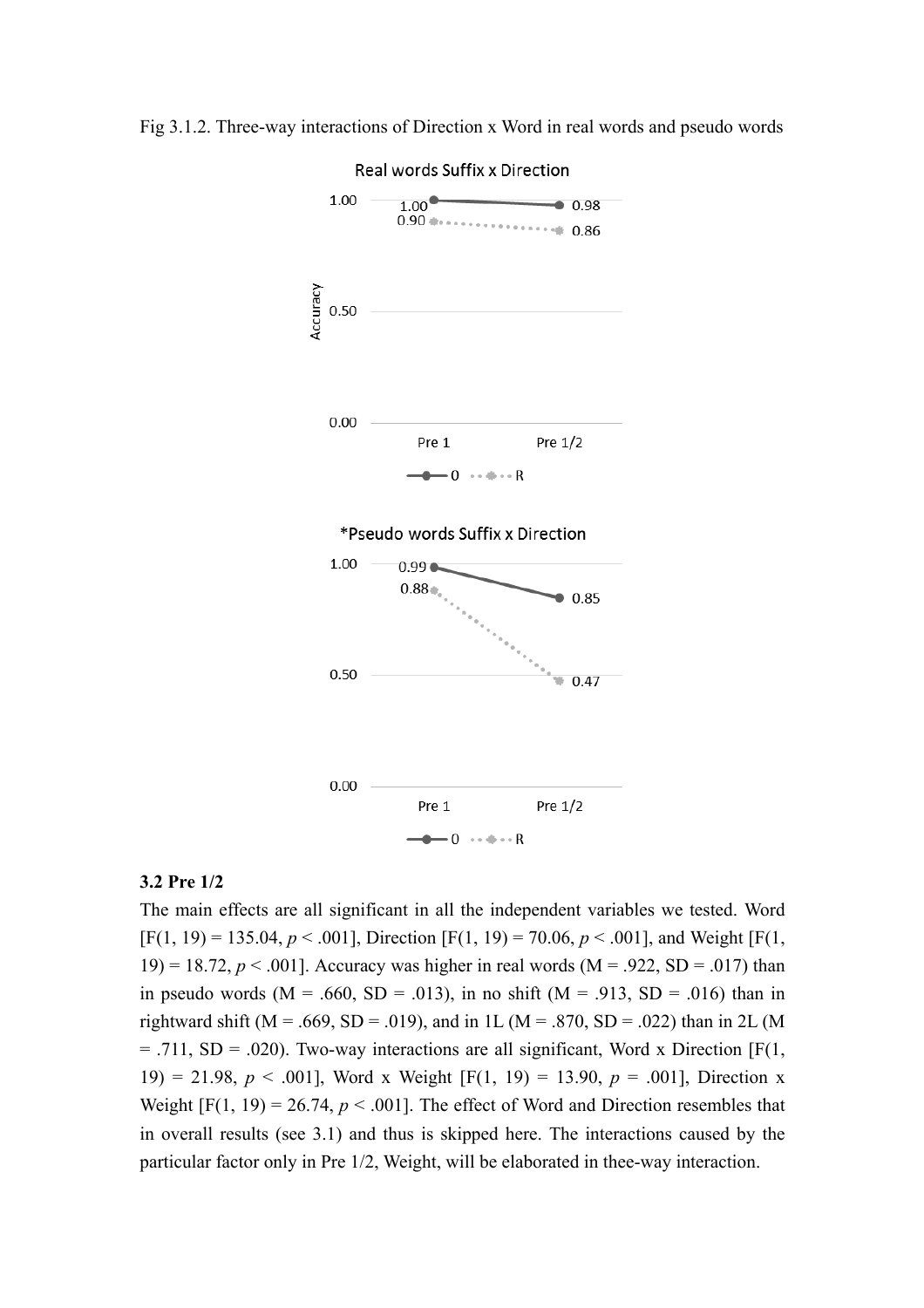Fig 3.1.2. Three-way interactions of Direction x Word in real words and pseudo words

Real words Suffix x Direction

*Pseudo words Suffix x Direction

### 3.2 Pre 1/2

The main effects are all significant in all the independent variables we tested. Word [$F(1, 19) = 135.04$, $p < .001$], Direction [$F(1, 19) = 70.06$, $p < .001$], and Weight [$F(1, 19) = 18.72$, $p < .001$]. Accuracy was higher in real words (M = .922, SD = .017) than in pseudo words (M = .660, SD = .013), in no shift (M = .913, SD = .016) than in rightward shift (M = .669, SD = .019), and in 1L (M = .870, SD = .022) than in 2L (M = .711, SD = .020). Two-way interactions are all significant, Word x Direction [$F(1, 19) = 21.98$, $p < .001$], Word x Weight [$F(1, 19) = 13.90$, $p = .001$], Direction x Weight [$F(1, 19) = 26.74$, $p < .001$]. The effect of Word and Direction resembles that in overall results (see 3.1) and thus is skipped here. The interactions caused by the particular factor only in Pre 1/2, Weight, will be elaborated in thee-way interaction.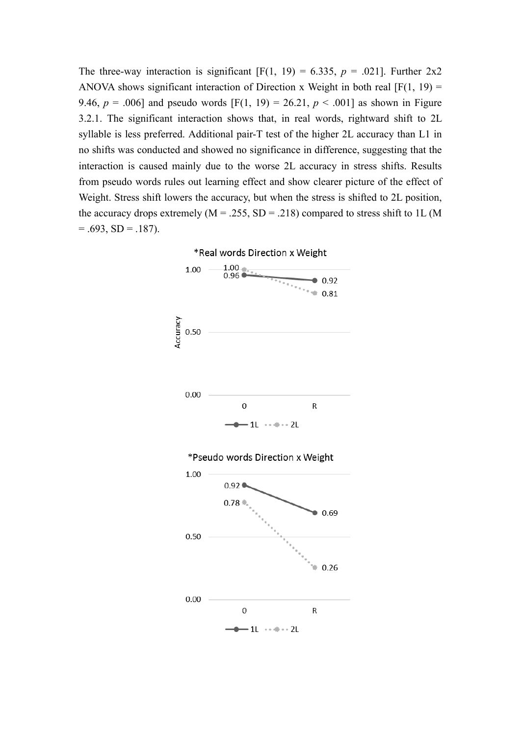The three-way interaction is significant [$F(1, 19) = 6.335$, $p = .021$]. Further 2x2 ANOVA shows significant interaction of Direction x Weight in both real [$F(1, 19) = 9.46$, $p = .006$] and pseudo words [$F(1, 19) = 26.21$, $p < .001$] as shown in Figure 3.2.1. The significant interaction shows that, in real words, rightward shift to 2L syllable is less preferred. Additional pair-T test of the higher 2L accuracy than L1 in no shifts was conducted and showed no significance in difference, suggesting that the interaction is caused mainly due to the worse 2L accuracy in stress shifts. Results from pseudo words rules out learning effect and show clearer picture of the effect of Weight. Stress shift lowers the accuracy, but when the stress is shifted to 2L position, the accuracy drops extremely ($M = .255$, $SD = .218$) compared to stress shift to 1L ($M = .693$, $SD = .187$).

*Real words Direction x Weight

| | 0 | R |
|---|---|---|
| 1L | 0.96 | 0.92 |
| 2L | 1.00 | 0.81 |

*Pseudo words Direction x Weight

| | 0 | R |
|---|---|---|
| 1L | 0.92 | 0.69 |
| 2L | 0.78 | 0.26 |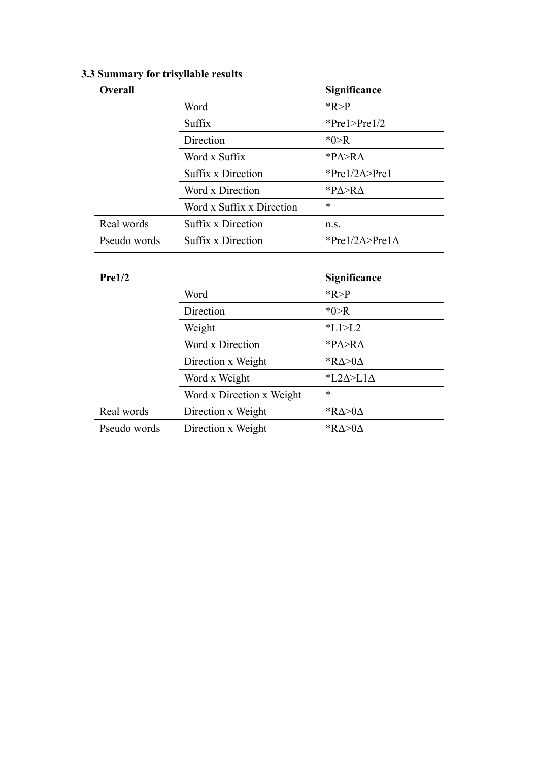### 3.3 Summary for trisyllable results

| **Overall** | | **Significance** |
|---|---|---|
| | Word | *R>P |
| | Suffix | *Pre1>Pre1/2 |
| | Direction | *0>R |
| | Word x Suffix | *PΔ>RΔ |
| | Suffix x Direction | *Pre1/2Δ>Pre1 |
| | Word x Direction | *PΔ>RΔ |
| | Word x Suffix x Direction | * |
| Real words | Suffix x Direction | n.s. |
| Pseudo words | Suffix x Direction | *Pre1/2Δ>Pre1Δ |

| **Pre1/2** | | **Significance** |
|---|---|---|
| | Word | *R>P |
| | Direction | *0>R |
| | Weight | *L1>L2 |
| | Word x Direction | *PΔ>RΔ |
| | Direction x Weight | *RΔ>0Δ |
| | Word x Weight | *L2Δ>L1Δ |
| | Word x Direction x Weight | * |
| Real words | Direction x Weight | *RΔ>0Δ |
| Pseudo words | Direction x Weight | *RΔ>0Δ |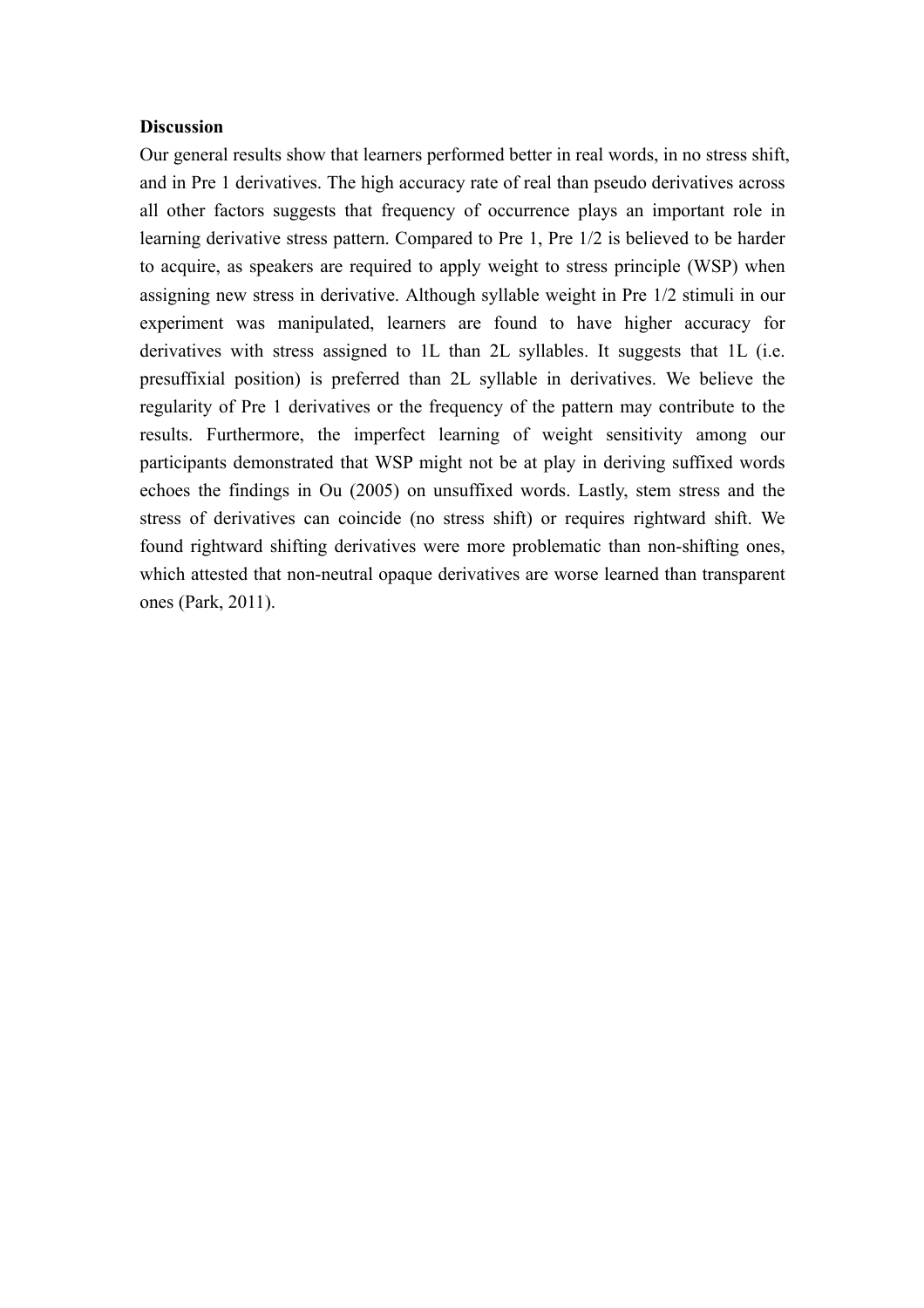**Discussion**

Our general results show that learners performed better in real words, in no stress shift, and in Pre 1 derivatives. The high accuracy rate of real than pseudo derivatives across all other factors suggests that frequency of occurrence plays an important role in learning derivative stress pattern. Compared to Pre 1, Pre 1/2 is believed to be harder to acquire, as speakers are required to apply weight to stress principle (WSP) when assigning new stress in derivative. Although syllable weight in Pre 1/2 stimuli in our experiment was manipulated, learners are found to have higher accuracy for derivatives with stress assigned to 1L than 2L syllables. It suggests that 1L (i.e. presuffixial position) is preferred than 2L syllable in derivatives. We believe the regularity of Pre 1 derivatives or the frequency of the pattern may contribute to the results. Furthermore, the imperfect learning of weight sensitivity among our participants demonstrated that WSP might not be at play in deriving suffixed words echoes the findings in Ou (2005) on unsuffixed words. Lastly, stem stress and the stress of derivatives can coincide (no stress shift) or requires rightward shift. We found rightward shifting derivatives were more problematic than non-shifting ones, which attested that non-neutral opaque derivatives are worse learned than transparent ones (Park, 2011).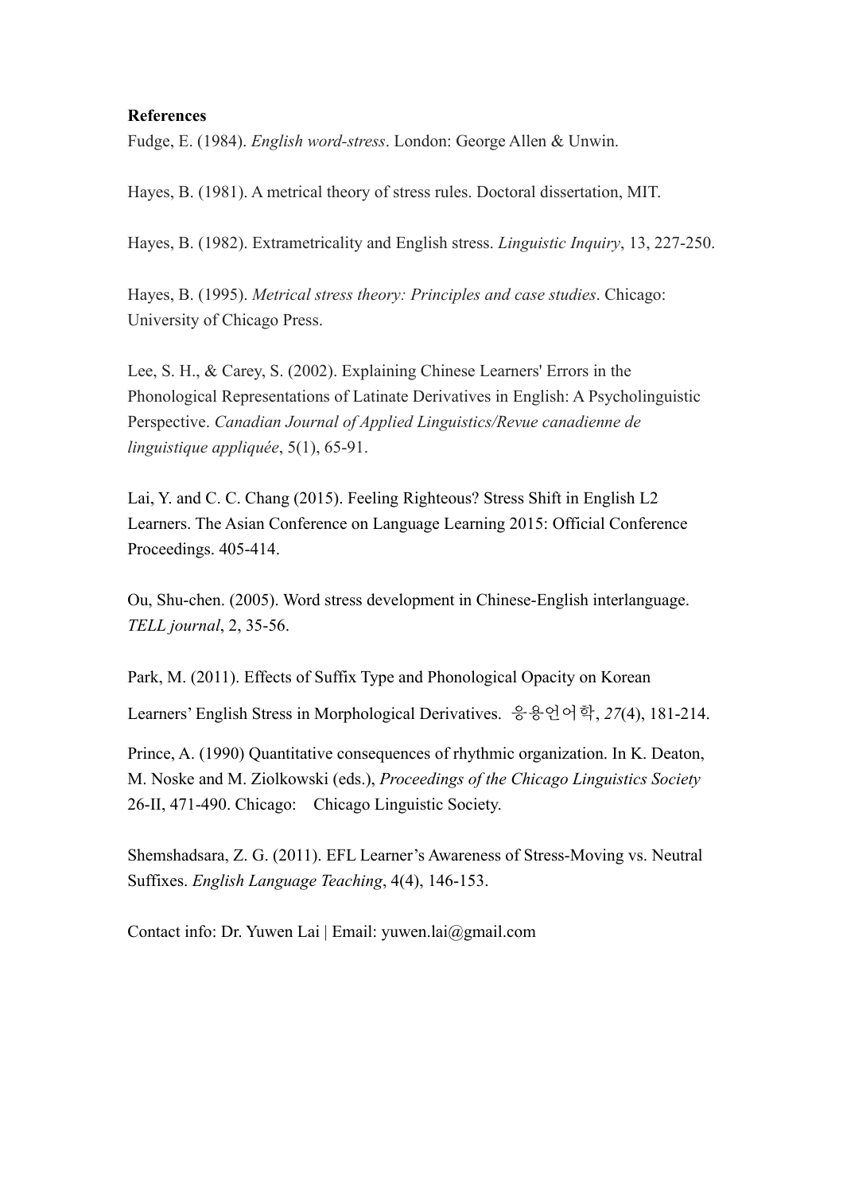**References**

Fudge, E. (1984). *English word-stress*. London: George Allen & Unwin.

Hayes, B. (1981). A metrical theory of stress rules. Doctoral dissertation, MIT.

Hayes, B. (1982). Extrametricality and English stress. *Linguistic Inquiry*, 13, 227-250.

Hayes, B. (1995). *Metrical stress theory: Principles and case studies*. Chicago: University of Chicago Press.

Lee, S. H., & Carey, S. (2002). Explaining Chinese Learners' Errors in the Phonological Representations of Latinate Derivatives in English: A Psycholinguistic Perspective. *Canadian Journal of Applied Linguistics/Revue canadienne de linguistique appliquée*, 5(1), 65-91.

Lai, Y. and C. C. Chang (2015). Feeling Righteous? Stress Shift in English L2 Learners. The Asian Conference on Language Learning 2015: Official Conference Proceedings. 405-414.

Ou, Shu-chen. (2005). Word stress development in Chinese-English interlanguage. *TELL journal*, 2, 35-56.

Park, M. (2011). Effects of Suffix Type and Phonological Opacity on Korean Learners' English Stress in Morphological Derivatives. 응용언어학, *27*(4), 181-214.

Prince, A. (1990) Quantitative consequences of rhythmic organization. In K. Deaton, M. Noske and M. Ziolkowski (eds.), *Proceedings of the Chicago Linguistics Society* 26-II, 471-490. Chicago: Chicago Linguistic Society.

Shemshadsara, Z. G. (2011). EFL Learner's Awareness of Stress-Moving vs. Neutral Suffixes. *English Language Teaching*, 4(4), 146-153.

Contact info: Dr. Yuwen Lai | Email: yuwen.lai@gmail.com